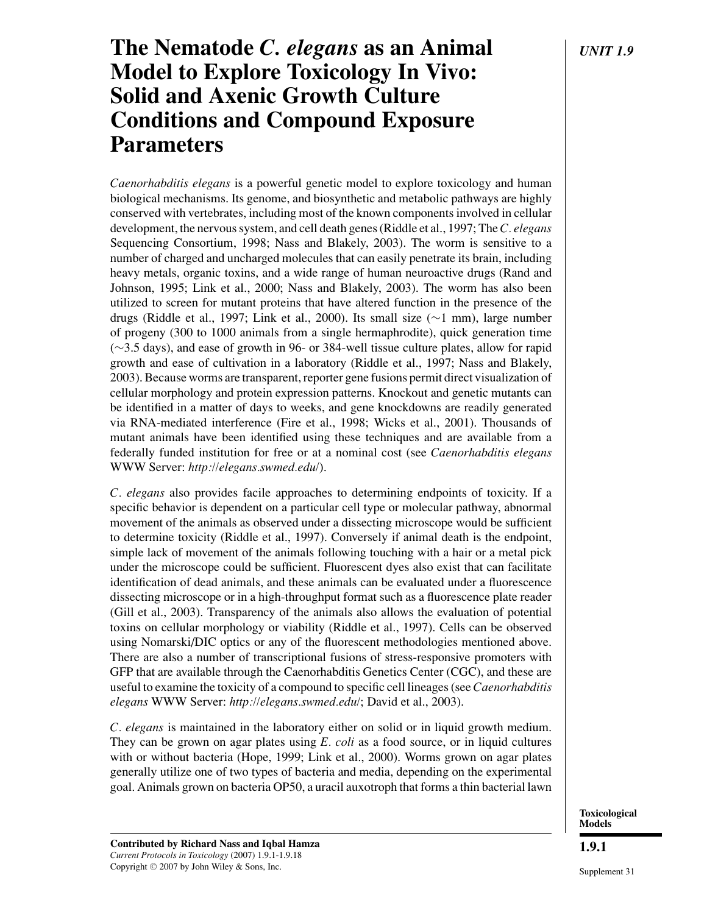// Markdown transcription of page 1

# The Nematode *C. elegans* as an Animal Model to Explore Toxicology In Vivo: Solid and Axenic Growth Culture Conditions and Compound Exposure Parameters

*Caenorhabditis elegans* is a powerful genetic model to explore toxicology and human biological mechanisms. Its genome, and biosynthetic and metabolic pathways are highly conserved with vertebrates, including most of the known components involved in cellular development, the nervous system, and cell death genes (Riddle et al., 1997; The *C. elegans* Sequencing Consortium, 1998; Nass and Blakely, 2003). The worm is sensitive to a number of charged and uncharged molecules that can easily penetrate its brain, including heavy metals, organic toxins, and a wide range of human neuroactive drugs (Rand and Johnson, 1995; Link et al., 2000; Nass and Blakely, 2003). The worm has also been utilized to screen for mutant proteins that have altered function in the presence of the drugs (Riddle et al., 1997; Link et al., 2000). Its small size (~1 mm), large number of progeny (300 to 1000 animals from a single hermaphrodite), quick generation time (~3.5 days), and ease of growth in 96- or 384-well tissue culture plates, allow for rapid growth and ease of cultivation in a laboratory (Riddle et al., 1997; Nass and Blakely, 2003). Because worms are transparent, reporter gene fusions permit direct visualization of cellular morphology and protein expression patterns. Knockout and genetic mutants can be identified in a matter of days to weeks, and gene knockdowns are readily generated via RNA-mediated interference (Fire et al., 1998; Wicks et al., 2001). Thousands of mutant animals have been identified using these techniques and are available from a federally funded institution for free or at a nominal cost (see *Caenorhabditis elegans* WWW Server: *http://elegans.swmed.edu/*).

*C. elegans* also provides facile approaches to determining endpoints of toxicity. If a specific behavior is dependent on a particular cell type or molecular pathway, abnormal movement of the animals as observed under a dissecting microscope would be sufficient to determine toxicity (Riddle et al., 1997). Conversely if animal death is the endpoint, simple lack of movement of the animals following touching with a hair or a metal pick under the microscope could be sufficient. Fluorescent dyes also exist that can facilitate identification of dead animals, and these animals can be evaluated under a fluorescence dissecting microscope or in a high-throughput format such as a fluorescence plate reader (Gill et al., 2003). Transparency of the animals also allows the evaluation of potential toxins on cellular morphology or viability (Riddle et al., 1997). Cells can be observed using Nomarski/DIC optics or any of the fluorescent methodologies mentioned above. There are also a number of transcriptional fusions of stress-responsive promoters with GFP that are available through the Caenorhabditis Genetics Center (CGC), and these are useful to examine the toxicity of a compound to specific cell lineages (see *Caenorhabditis elegans* WWW Server: *http://elegans.swmed.edu/*; David et al., 2003).

*C. elegans* is maintained in the laboratory either on solid or in liquid growth medium. They can be grown on agar plates using *E. coli* as a food source, or in liquid cultures with or without bacteria (Hope, 1999; Link et al., 2000). Worms grown on agar plates generally utilize one of two types of bacteria and media, depending on the experimental goal. Animals grown on bacteria OP50, a uracil auxotroph that forms a thin bacterial lawn

**Contributed by Richard Nass and Iqbal Hamza**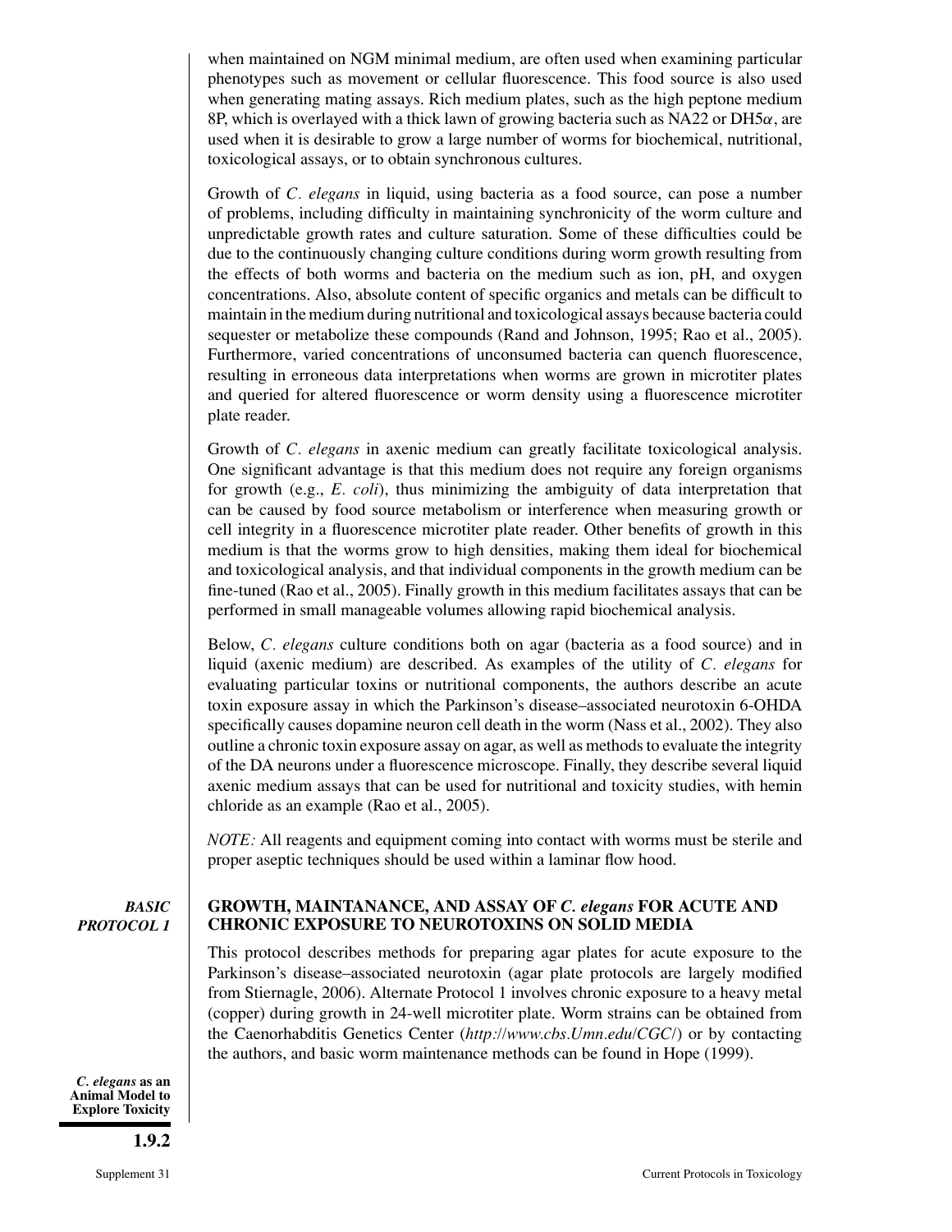when maintained on NGM minimal medium, are often used when examining particular phenotypes such as movement or cellular fluorescence. This food source is also used when generating mating assays. Rich medium plates, such as the high peptone medium 8P, which is overlayed with a thick lawn of growing bacteria such as NA22 or DH5$\alpha$, are used when it is desirable to grow a large number of worms for biochemical, nutritional, toxicological assays, or to obtain synchronous cultures.

Growth of *C. elegans* in liquid, using bacteria as a food source, can pose a number of problems, including difficulty in maintaining synchronicity of the worm culture and unpredictable growth rates and culture saturation. Some of these difficulties could be due to the continuously changing culture conditions during worm growth resulting from the effects of both worms and bacteria on the medium such as ion, pH, and oxygen concentrations. Also, absolute content of specific organics and metals can be difficult to maintain in the medium during nutritional and toxicological assays because bacteria could sequester or metabolize these compounds (Rand and Johnson, 1995; Rao et al., 2005). Furthermore, varied concentrations of unconsumed bacteria can quench fluorescence, resulting in erroneous data interpretations when worms are grown in microtiter plates and queried for altered fluorescence or worm density using a fluorescence microtiter plate reader.

Growth of *C. elegans* in axenic medium can greatly facilitate toxicological analysis. One significant advantage is that this medium does not require any foreign organisms for growth (e.g., *E. coli*), thus minimizing the ambiguity of data interpretation that can be caused by food source metabolism or interference when measuring growth or cell integrity in a fluorescence microtiter plate reader. Other benefits of growth in this medium is that the worms grow to high densities, making them ideal for biochemical and toxicological analysis, and that individual components in the growth medium can be fine-tuned (Rao et al., 2005). Finally growth in this medium facilitates assays that can be performed in small manageable volumes allowing rapid biochemical analysis.

Below, *C. elegans* culture conditions both on agar (bacteria as a food source) and in liquid (axenic medium) are described. As examples of the utility of *C. elegans* for evaluating particular toxins or nutritional components, the authors describe an acute toxin exposure assay in which the Parkinson's disease–associated neurotoxin 6-OHDA specifically causes dopamine neuron cell death in the worm (Nass et al., 2002). They also outline a chronic toxin exposure assay on agar, as well as methods to evaluate the integrity of the DA neurons under a fluorescence microscope. Finally, they describe several liquid axenic medium assays that can be used for nutritional and toxicity studies, with hemin chloride as an example (Rao et al., 2005).

*NOTE:* All reagents and equipment coming into contact with worms must be sterile and proper aseptic techniques should be used within a laminar flow hood.

## BASIC PROTOCOL 1

## GROWTH, MAINTANANCE, AND ASSAY OF *C. elegans* FOR ACUTE AND CHRONIC EXPOSURE TO NEUROTOXINS ON SOLID MEDIA

This protocol describes methods for preparing agar plates for acute exposure to the Parkinson's disease–associated neurotoxin (agar plate protocols are largely modified from Stiernagle, 2006). Alternate Protocol 1 involves chronic exposure to a heavy metal (copper) during growth in 24-well microtiter plate. Worm strains can be obtained from the Caenorhabditis Genetics Center (*http://www.cbs.Umn.edu/CGC/*) or by contacting the authors, and basic worm maintenance methods can be found in Hope (1999).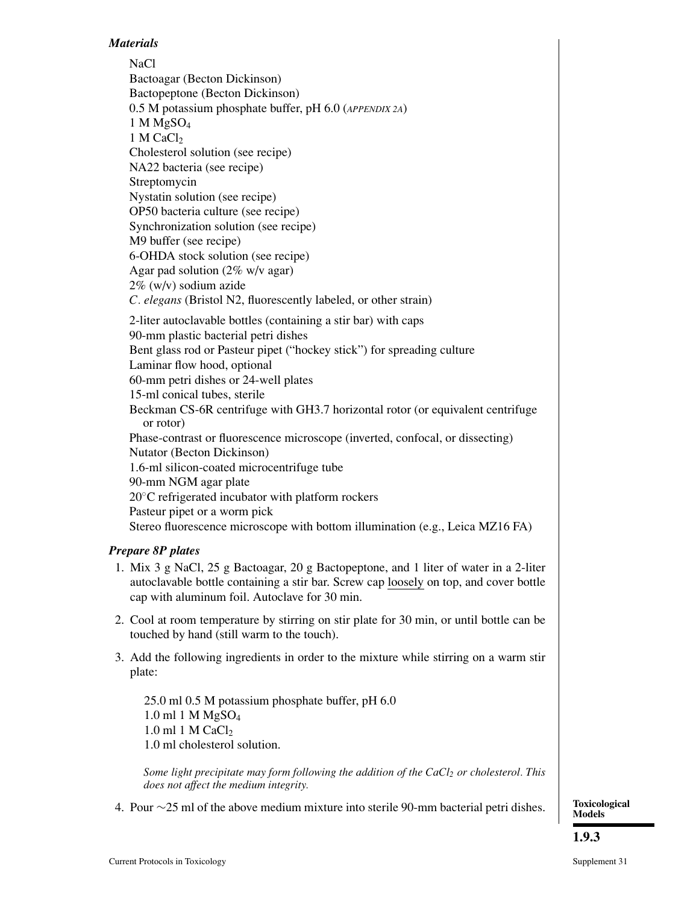***Materials***

NaCl
Bactoagar (Becton Dickinson)
Bactopeptone (Becton Dickinson)
0.5 M potassium phosphate buffer, pH 6.0 (*APPENDIX 2A*)
1 M $MgSO_4$
1 M $CaCl_2$
Cholesterol solution (see recipe)
NA22 bacteria (see recipe)
Streptomycin
Nystatin solution (see recipe)
OP50 bacteria culture (see recipe)
Synchronization solution (see recipe)
M9 buffer (see recipe)
6-OHDA stock solution (see recipe)
Agar pad solution (2% w/v agar)
2% (w/v) sodium azide
*C. elegans* (Bristol N2, fluorescently labeled, or other strain)

2-liter autoclavable bottles (containing a stir bar) with caps
90-mm plastic bacterial petri dishes
Bent glass rod or Pasteur pipet ("hockey stick") for spreading culture
Laminar flow hood, optional
60-mm petri dishes or 24-well plates
15-ml conical tubes, sterile
Beckman CS-6R centrifuge with GH3.7 horizontal rotor (or equivalent centrifuge or rotor)
Phase-contrast or fluorescence microscope (inverted, confocal, or dissecting)
Nutator (Becton Dickinson)
1.6-ml silicon-coated microcentrifuge tube
90-mm NGM agar plate
20°C refrigerated incubator with platform rockers
Pasteur pipet or a worm pick
Stereo fluorescence microscope with bottom illumination (e.g., Leica MZ16 FA)

***Prepare 8P plates***

1. Mix 3 g NaCl, 25 g Bactoagar, 20 g Bactopeptone, and 1 liter of water in a 2-liter autoclavable bottle containing a stir bar. Screw cap loosely on top, and cover bottle cap with aluminum foil. Autoclave for 30 min.

2. Cool at room temperature by stirring on stir plate for 30 min, or until bottle can be touched by hand (still warm to the touch).

3. Add the following ingredients in order to the mixture while stirring on a warm stir plate:

   25.0 ml 0.5 M potassium phosphate buffer, pH 6.0
   1.0 ml 1 M $MgSO_4$
   1.0 ml 1 M $CaCl_2$
   1.0 ml cholesterol solution.

   *Some light precipitate may form following the addition of the $CaCl_2$ or cholesterol. This does not affect the medium integrity.*

4. Pour ~25 ml of the above medium mixture into sterile 90-mm bacterial petri dishes.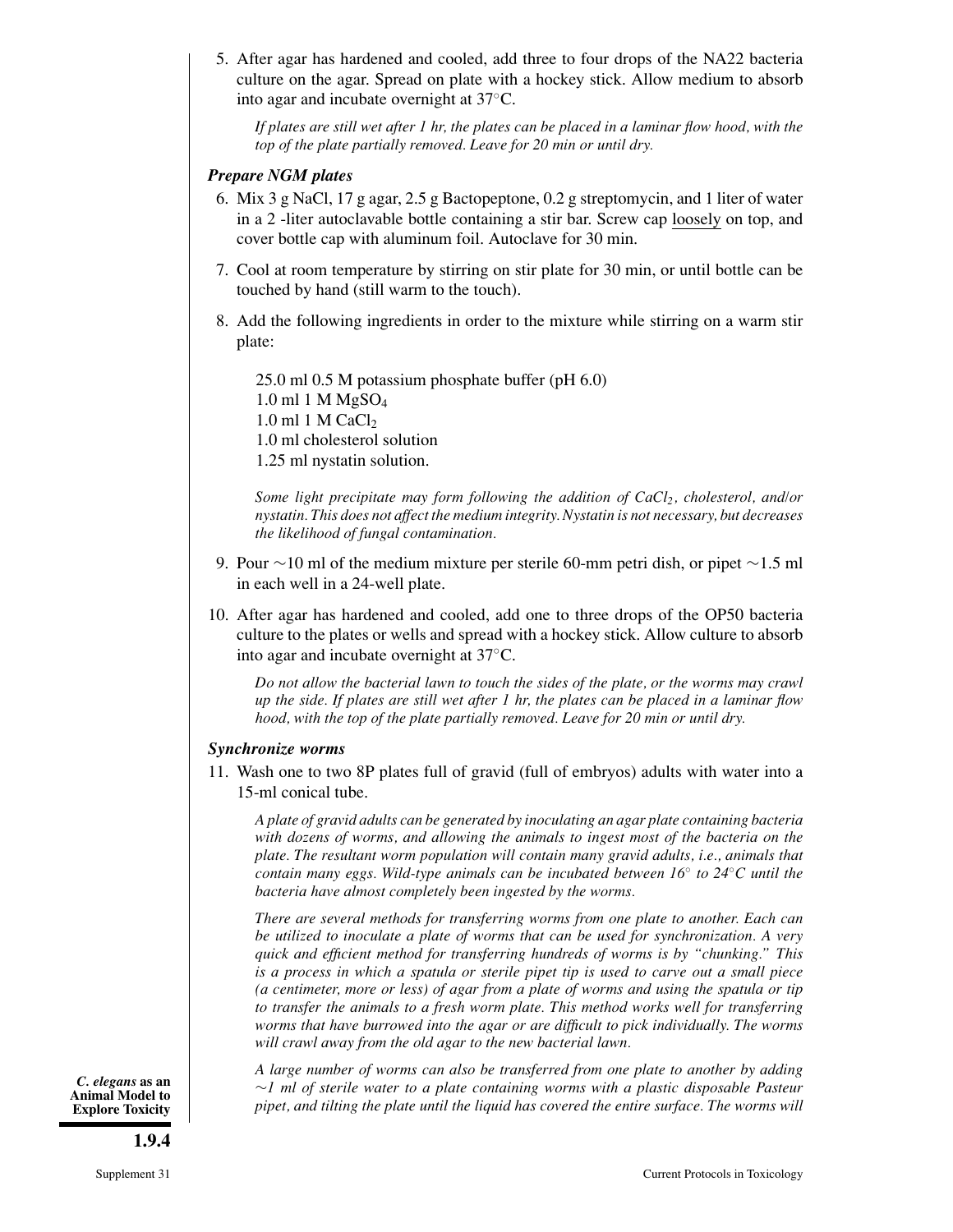5. After agar has hardened and cooled, add three to four drops of the NA22 bacteria culture on the agar. Spread on plate with a hockey stick. Allow medium to absorb into agar and incubate overnight at 37°C.

   *If plates are still wet after 1 hr, the plates can be placed in a laminar flow hood, with the top of the plate partially removed. Leave for 20 min or until dry.*

***Prepare NGM plates***

6. Mix 3 g NaCl, 17 g agar, 2.5 g Bactopeptone, 0.2 g streptomycin, and 1 liter of water in a 2 -liter autoclavable bottle containing a stir bar. Screw cap loosely on top, and cover bottle cap with aluminum foil. Autoclave for 30 min.

7. Cool at room temperature by stirring on stir plate for 30 min, or until bottle can be touched by hand (still warm to the touch).

8. Add the following ingredients in order to the mixture while stirring on a warm stir plate:

   25.0 ml 0.5 M potassium phosphate buffer (pH 6.0)
   1.0 ml 1 M $MgSO_4$
   1.0 ml 1 M $CaCl_2$
   1.0 ml cholesterol solution
   1.25 ml nystatin solution.

   *Some light precipitate may form following the addition of $CaCl_2$, cholesterol, and/or nystatin. This does not affect the medium integrity. Nystatin is not necessary, but decreases the likelihood of fungal contamination.*

9. Pour ~10 ml of the medium mixture per sterile 60-mm petri dish, or pipet ~1.5 ml in each well in a 24-well plate.

10. After agar has hardened and cooled, add one to three drops of the OP50 bacteria culture to the plates or wells and spread with a hockey stick. Allow culture to absorb into agar and incubate overnight at 37°C.

    *Do not allow the bacterial lawn to touch the sides of the plate, or the worms may crawl up the side. If plates are still wet after 1 hr, the plates can be placed in a laminar flow hood, with the top of the plate partially removed. Leave for 20 min or until dry.*

***Synchronize worms***

11. Wash one to two 8P plates full of gravid (full of embryos) adults with water into a 15-ml conical tube.

    *A plate of gravid adults can be generated by inoculating an agar plate containing bacteria with dozens of worms, and allowing the animals to ingest most of the bacteria on the plate. The resultant worm population will contain many gravid adults, i.e., animals that contain many eggs. Wild-type animals can be incubated between 16° to 24°C until the bacteria have almost completely been ingested by the worms.*

    *There are several methods for transferring worms from one plate to another. Each can be utilized to inoculate a plate of worms that can be used for synchronization. A very quick and efficient method for transferring hundreds of worms is by "chunking." This is a process in which a spatula or sterile pipet tip is used to carve out a small piece (a centimeter, more or less) of agar from a plate of worms and using the spatula or tip to transfer the animals to a fresh worm plate. This method works well for transferring worms that have burrowed into the agar or are difficult to pick individually. The worms will crawl away from the old agar to the new bacterial lawn.*

    *A large number of worms can also be transferred from one plate to another by adding ~1 ml of sterile water to a plate containing worms with a plastic disposable Pasteur pipet, and tilting the plate until the liquid has covered the entire surface. The worms will*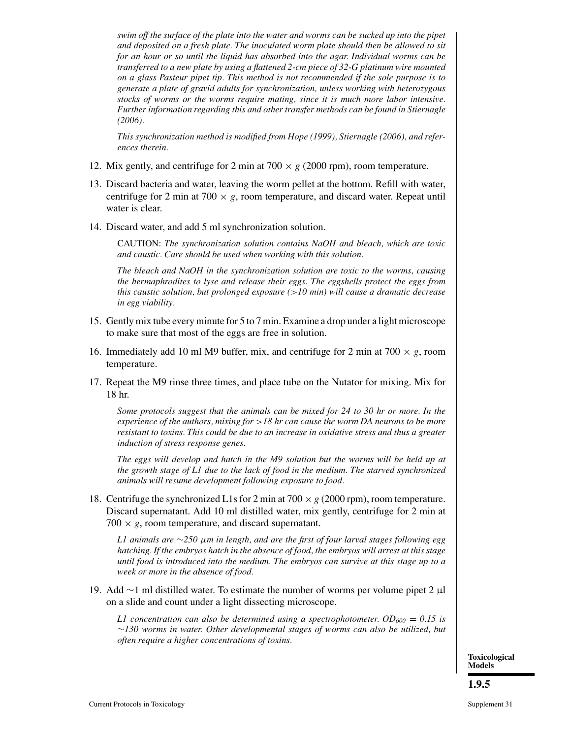*swim off the surface of the plate into the water and worms can be sucked up into the pipet and deposited on a fresh plate. The inoculated worm plate should then be allowed to sit for an hour or so until the liquid has absorbed into the agar. Individual worms can be transferred to a new plate by using a flattened 2-cm piece of 32-G platinum wire mounted on a glass Pasteur pipet tip. This method is not recommended if the sole purpose is to generate a plate of gravid adults for synchronization, unless working with heterozygous stocks of worms or the worms require mating, since it is much more labor intensive. Further information regarding this and other transfer methods can be found in Stiernagle (2006).*

*This synchronization method is modified from Hope (1999), Stiernagle (2006), and references therein.*

12. Mix gently, and centrifuge for 2 min at 700 × *g* (2000 rpm), room temperature.

13. Discard bacteria and water, leaving the worm pellet at the bottom. Refill with water, centrifuge for 2 min at 700 × *g*, room temperature, and discard water. Repeat until water is clear.

14. Discard water, and add 5 ml synchronization solution.

    CAUTION: *The synchronization solution contains NaOH and bleach, which are toxic and caustic. Care should be used when working with this solution.*

    *The bleach and NaOH in the synchronization solution are toxic to the worms, causing the hermaphrodites to lyse and release their eggs. The eggshells protect the eggs from this caustic solution, but prolonged exposure (>10 min) will cause a dramatic decrease in egg viability.*

15. Gently mix tube every minute for 5 to 7 min. Examine a drop under a light microscope to make sure that most of the eggs are free in solution.

16. Immediately add 10 ml M9 buffer, mix, and centrifuge for 2 min at 700 × *g*, room temperature.

17. Repeat the M9 rinse three times, and place tube on the Nutator for mixing. Mix for 18 hr.

    *Some protocols suggest that the animals can be mixed for 24 to 30 hr or more. In the experience of the authors, mixing for >18 hr can cause the worm DA neurons to be more resistant to toxins. This could be due to an increase in oxidative stress and thus a greater induction of stress response genes.*

    *The eggs will develop and hatch in the M9 solution but the worms will be held up at the growth stage of L1 due to the lack of food in the medium. The starved synchronized animals will resume development following exposure to food.*

18. Centrifuge the synchronized L1s for 2 min at 700 × *g* (2000 rpm), room temperature. Discard supernatant. Add 10 ml distilled water, mix gently, centrifuge for 2 min at 700 × *g*, room temperature, and discard supernatant.

    *L1 animals are ~250 μm in length, and are the first of four larval stages following egg hatching. If the embryos hatch in the absence of food, the embryos will arrest at this stage until food is introduced into the medium. The embryos can survive at this stage up to a week or more in the absence of food.*

19. Add ~1 ml distilled water. To estimate the number of worms per volume pipet 2 μl on a slide and count under a light dissecting microscope.

    *L1 concentration can also be determined using a spectrophotometer.* $OD_{600} = 0.15$ *is ~130 worms in water. Other developmental stages of worms can also be utilized, but often require a higher concentrations of toxins.*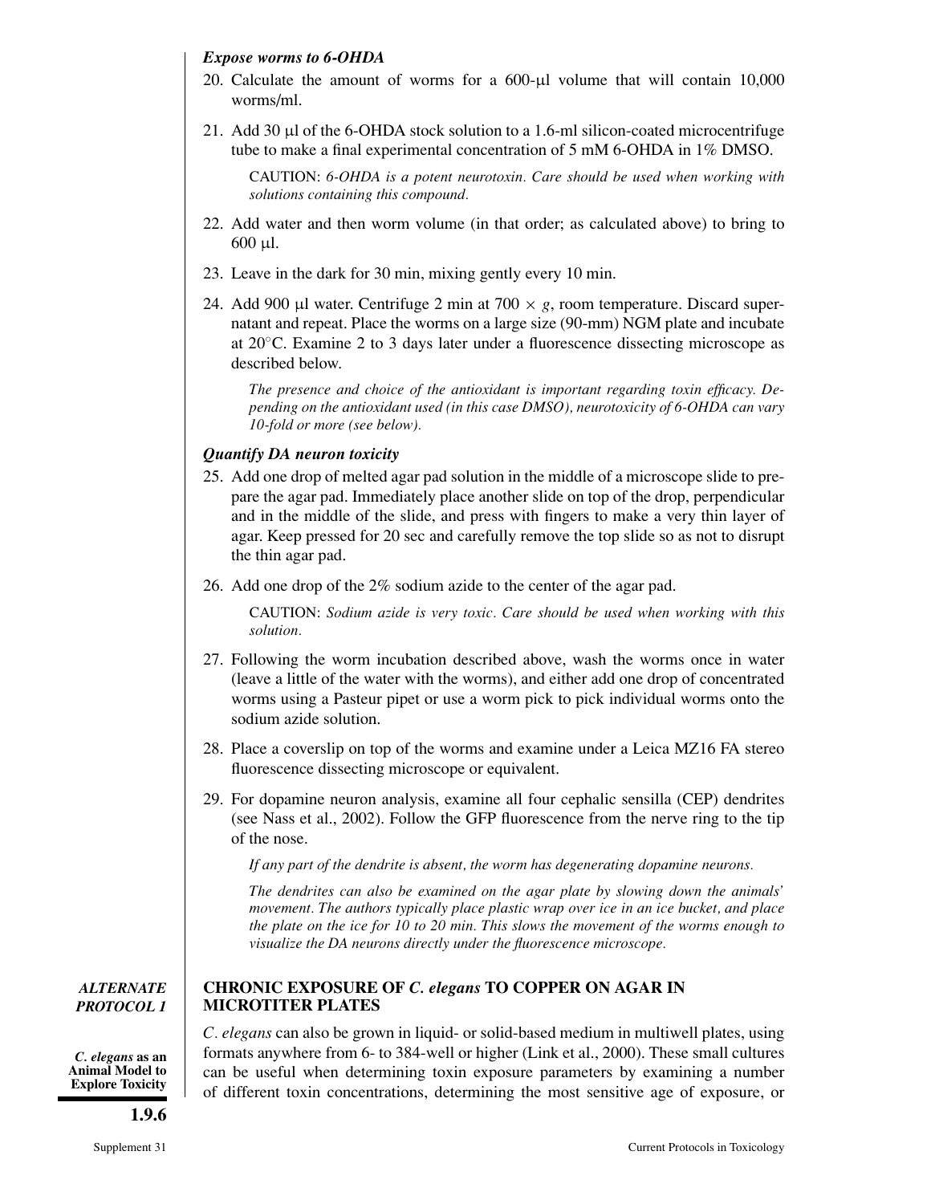***Expose worms to 6-OHDA***

20. Calculate the amount of worms for a 600-μl volume that will contain 10,000 worms/ml.

21. Add 30 μl of the 6-OHDA stock solution to a 1.6-ml silicon-coated microcentrifuge tube to make a final experimental concentration of 5 mM 6-OHDA in 1% DMSO.

    CAUTION: *6-OHDA is a potent neurotoxin. Care should be used when working with solutions containing this compound.*

22. Add water and then worm volume (in that order; as calculated above) to bring to 600 μl.

23. Leave in the dark for 30 min, mixing gently every 10 min.

24. Add 900 μl water. Centrifuge 2 min at 700 × *g*, room temperature. Discard supernatant and repeat. Place the worms on a large size (90-mm) NGM plate and incubate at 20°C. Examine 2 to 3 days later under a fluorescence dissecting microscope as described below.

    *The presence and choice of the antioxidant is important regarding toxin efficacy. Depending on the antioxidant used (in this case DMSO), neurotoxicity of 6-OHDA can vary 10-fold or more (see below).*

***Quantify DA neuron toxicity***

25. Add one drop of melted agar pad solution in the middle of a microscope slide to prepare the agar pad. Immediately place another slide on top of the drop, perpendicular and in the middle of the slide, and press with fingers to make a very thin layer of agar. Keep pressed for 20 sec and carefully remove the top slide so as not to disrupt the thin agar pad.

26. Add one drop of the 2% sodium azide to the center of the agar pad.

    CAUTION: *Sodium azide is very toxic. Care should be used when working with this solution.*

27. Following the worm incubation described above, wash the worms once in water (leave a little of the water with the worms), and either add one drop of concentrated worms using a Pasteur pipet or use a worm pick to pick individual worms onto the sodium azide solution.

28. Place a coverslip on top of the worms and examine under a Leica MZ16 FA stereo fluorescence dissecting microscope or equivalent.

29. For dopamine neuron analysis, examine all four cephalic sensilla (CEP) dendrites (see Nass et al., 2002). Follow the GFP fluorescence from the nerve ring to the tip of the nose.

    *If any part of the dendrite is absent, the worm has degenerating dopamine neurons.*

    *The dendrites can also be examined on the agar plate by slowing down the animals' movement. The authors typically place plastic wrap over ice in an ice bucket, and place the plate on the ice for 10 to 20 min. This slows the movement of the worms enough to visualize the DA neurons directly under the fluorescence microscope.*

## *ALTERNATE PROTOCOL 1*

## CHRONIC EXPOSURE OF *C. elegans* TO COPPER ON AGAR IN MICROTITER PLATES

*C. elegans* can also be grown in liquid- or solid-based medium in multiwell plates, using formats anywhere from 6- to 384-well or higher (Link et al., 2000). These small cultures can be useful when determining toxin exposure parameters by examining a number of different toxin concentrations, determining the most sensitive age of exposure, or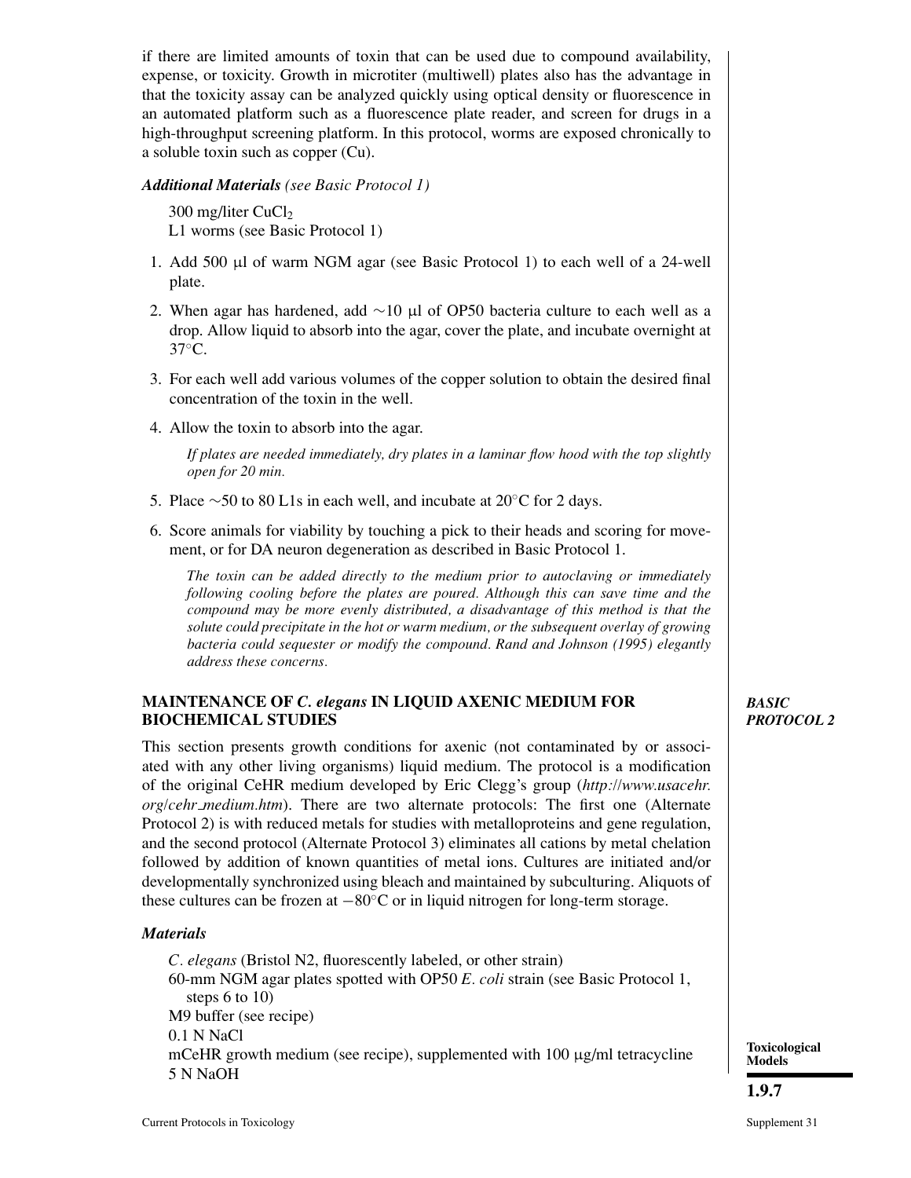if there are limited amounts of toxin that can be used due to compound availability, expense, or toxicity. Growth in microtiter (multiwell) plates also has the advantage in that the toxicity assay can be analyzed quickly using optical density or fluorescence in an automated platform such as a fluorescence plate reader, and screen for drugs in a high-throughput screening platform. In this protocol, worms are exposed chronically to a soluble toxin such as copper (Cu).

***Additional Materials*** *(see Basic Protocol 1)*

300 mg/liter $CuCl_2$
L1 worms (see Basic Protocol 1)

1. Add 500 μl of warm NGM agar (see Basic Protocol 1) to each well of a 24-well plate.
2. When agar has hardened, add ∼10 μl of OP50 bacteria culture to each well as a drop. Allow liquid to absorb into the agar, cover the plate, and incubate overnight at 37°C.
3. For each well add various volumes of the copper solution to obtain the desired final concentration of the toxin in the well.
4. Allow the toxin to absorb into the agar.

   *If plates are needed immediately, dry plates in a laminar flow hood with the top slightly open for 20 min.*

5. Place ∼50 to 80 L1s in each well, and incubate at 20°C for 2 days.
6. Score animals for viability by touching a pick to their heads and scoring for movement, or for DA neuron degeneration as described in Basic Protocol 1.

   *The toxin can be added directly to the medium prior to autoclaving or immediately following cooling before the plates are poured. Although this can save time and the compound may be more evenly distributed, a disadvantage of this method is that the solute could precipitate in the hot or warm medium, or the subsequent overlay of growing bacteria could sequester or modify the compound. Rand and Johnson (1995) elegantly address these concerns.*

## MAINTENANCE OF *C. elegans* IN LIQUID AXENIC MEDIUM FOR BIOCHEMICAL STUDIES

*BASIC PROTOCOL 2*

This section presents growth conditions for axenic (not contaminated by or associated with any other living organisms) liquid medium. The protocol is a modification of the original CeHR medium developed by Eric Clegg's group (*http://www.usacehr.org/cehr_medium.htm*). There are two alternate protocols: The first one (Alternate Protocol 2) is with reduced metals for studies with metalloproteins and gene regulation, and the second protocol (Alternate Protocol 3) eliminates all cations by metal chelation followed by addition of known quantities of metal ions. Cultures are initiated and/or developmentally synchronized using bleach and maintained by subculturing. Aliquots of these cultures can be frozen at −80°C or in liquid nitrogen for long-term storage.

***Materials***

*C. elegans* (Bristol N2, fluorescently labeled, or other strain)
60-mm NGM agar plates spotted with OP50 *E. coli* strain (see Basic Protocol 1, steps 6 to 10)
M9 buffer (see recipe)
0.1 N NaCl
mCeHR growth medium (see recipe), supplemented with 100 μg/ml tetracycline
5 N NaOH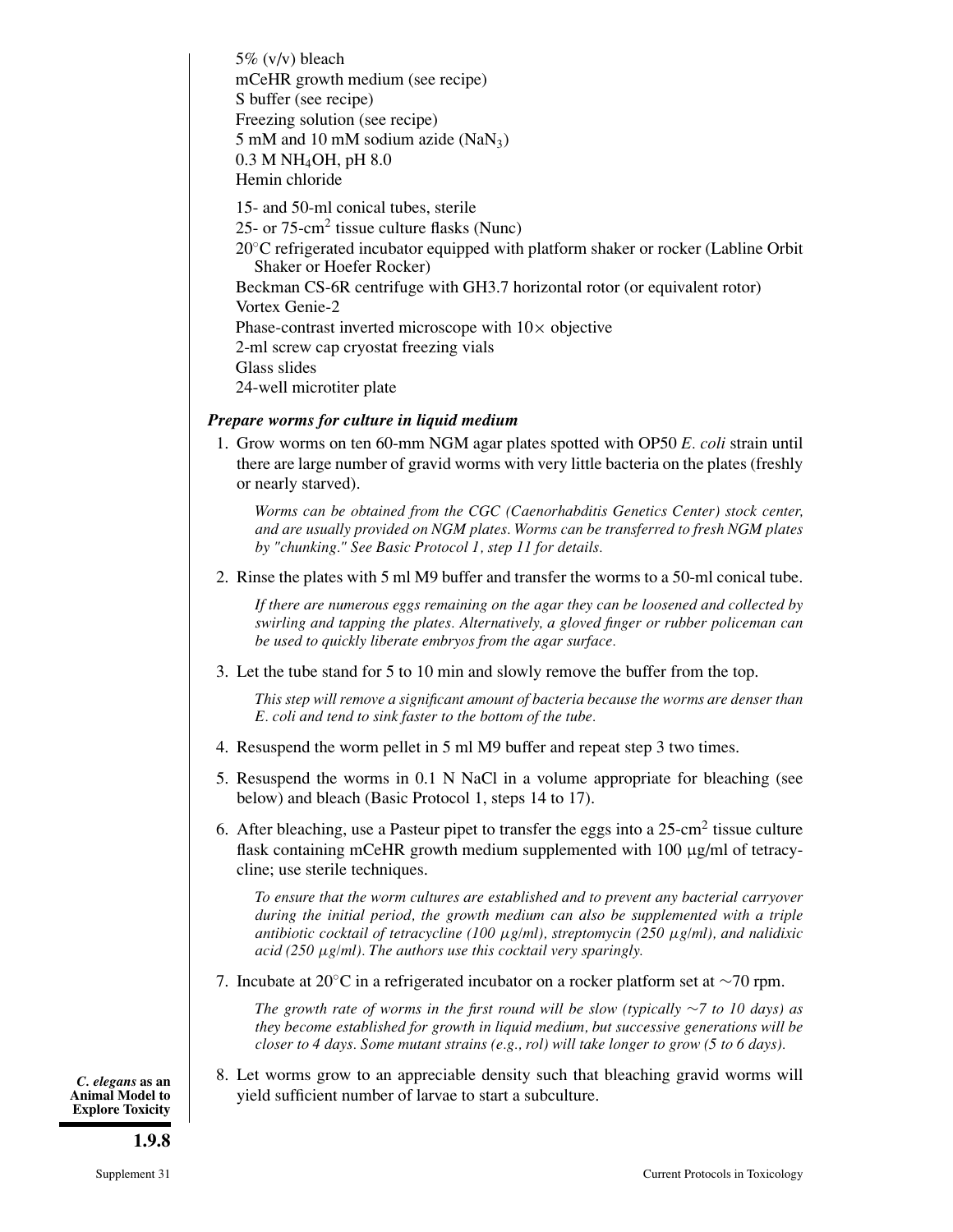5% (v/v) bleach
mCeHR growth medium (see recipe)
S buffer (see recipe)
Freezing solution (see recipe)
5 mM and 10 mM sodium azide ($NaN_3$)
0.3 M $NH_4OH$, pH 8.0
Hemin chloride

15- and 50-ml conical tubes, sterile
25- or 75-$cm^2$ tissue culture flasks (Nunc)
20°C refrigerated incubator equipped with platform shaker or rocker (Labline Orbit Shaker or Hoefer Rocker)
Beckman CS-6R centrifuge with GH3.7 horizontal rotor (or equivalent rotor)
Vortex Genie-2
Phase-contrast inverted microscope with 10× objective
2-ml screw cap cryostat freezing vials
Glass slides
24-well microtiter plate

### *Prepare worms for culture in liquid medium*

1. Grow worms on ten 60-mm NGM agar plates spotted with OP50 *E. coli* strain until there are large number of gravid worms with very little bacteria on the plates (freshly or nearly starved).

   *Worms can be obtained from the CGC (Caenorhabditis Genetics Center) stock center, and are usually provided on NGM plates. Worms can be transferred to fresh NGM plates by "chunking." See Basic Protocol 1, step 11 for details.*

2. Rinse the plates with 5 ml M9 buffer and transfer the worms to a 50-ml conical tube.

   *If there are numerous eggs remaining on the agar they can be loosened and collected by swirling and tapping the plates. Alternatively, a gloved finger or rubber policeman can be used to quickly liberate embryos from the agar surface.*

3. Let the tube stand for 5 to 10 min and slowly remove the buffer from the top.

   *This step will remove a significant amount of bacteria because the worms are denser than E. coli and tend to sink faster to the bottom of the tube.*

4. Resuspend the worm pellet in 5 ml M9 buffer and repeat step 3 two times.

5. Resuspend the worms in 0.1 N NaCl in a volume appropriate for bleaching (see below) and bleach (Basic Protocol 1, steps 14 to 17).

6. After bleaching, use a Pasteur pipet to transfer the eggs into a 25-$cm^2$ tissue culture flask containing mCeHR growth medium supplemented with 100 μg/ml of tetracycline; use sterile techniques.

   *To ensure that the worm cultures are established and to prevent any bacterial carryover during the initial period, the growth medium can also be supplemented with a triple antibiotic cocktail of tetracycline (100 μg/ml), streptomycin (250 μg/ml), and nalidixic acid (250 μg/ml). The authors use this cocktail very sparingly.*

7. Incubate at 20°C in a refrigerated incubator on a rocker platform set at ∼70 rpm.

   *The growth rate of worms in the first round will be slow (typically ∼7 to 10 days) as they become established for growth in liquid medium, but successive generations will be closer to 4 days. Some mutant strains (e.g., rol) will take longer to grow (5 to 6 days).*

8. Let worms grow to an appreciable density such that bleaching gravid worms will yield sufficient number of larvae to start a subculture.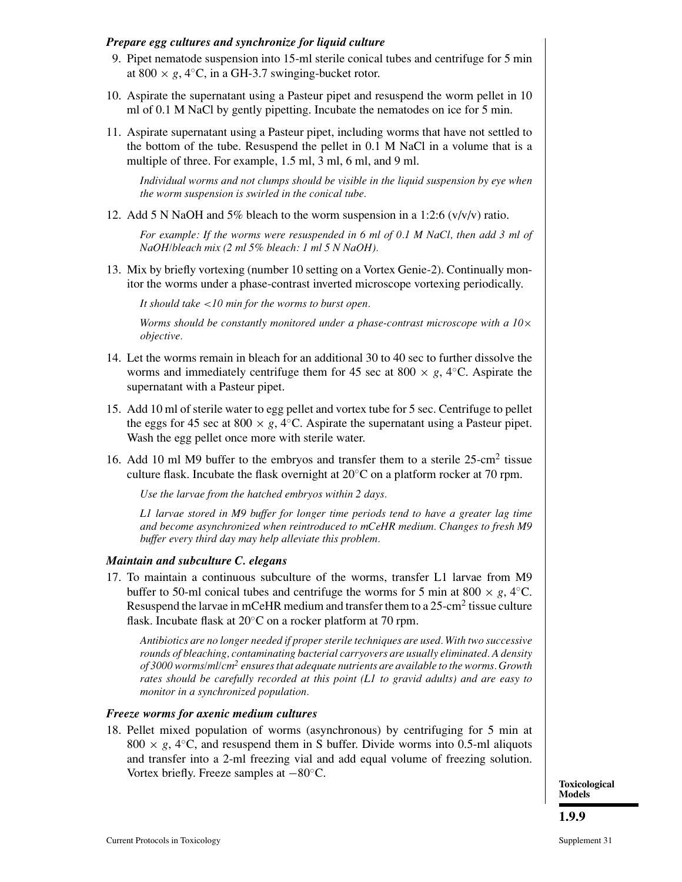***Prepare egg cultures and synchronize for liquid culture***

9. Pipet nematode suspension into 15-ml sterile conical tubes and centrifuge for 5 min at 800 × $g$, 4°C, in a GH-3.7 swinging-bucket rotor.

10. Aspirate the supernatant using a Pasteur pipet and resuspend the worm pellet in 10 ml of 0.1 M NaCl by gently pipetting. Incubate the nematodes on ice for 5 min.

11. Aspirate supernatant using a Pasteur pipet, including worms that have not settled to the bottom of the tube. Resuspend the pellet in 0.1 M NaCl in a volume that is a multiple of three. For example, 1.5 ml, 3 ml, 6 ml, and 9 ml.

    *Individual worms and not clumps should be visible in the liquid suspension by eye when the worm suspension is swirled in the conical tube.*

12. Add 5 N NaOH and 5% bleach to the worm suspension in a 1:2:6 (v/v/v) ratio.

    *For example: If the worms were resuspended in 6 ml of 0.1 M NaCl, then add 3 ml of NaOH/bleach mix (2 ml 5% bleach: 1 ml 5 N NaOH).*

13. Mix by briefly vortexing (number 10 setting on a Vortex Genie-2). Continually monitor the worms under a phase-contrast inverted microscope vortexing periodically.

    *It should take <10 min for the worms to burst open.*

    *Worms should be constantly monitored under a phase-contrast microscope with a 10× objective.*

14. Let the worms remain in bleach for an additional 30 to 40 sec to further dissolve the worms and immediately centrifuge them for 45 sec at 800 × $g$, 4°C. Aspirate the supernatant with a Pasteur pipet.

15. Add 10 ml of sterile water to egg pellet and vortex tube for 5 sec. Centrifuge to pellet the eggs for 45 sec at 800 × $g$, 4°C. Aspirate the supernatant using a Pasteur pipet. Wash the egg pellet once more with sterile water.

16. Add 10 ml M9 buffer to the embryos and transfer them to a sterile 25-cm$^2$ tissue culture flask. Incubate the flask overnight at 20°C on a platform rocker at 70 rpm.

    *Use the larvae from the hatched embryos within 2 days.*

    *L1 larvae stored in M9 buffer for longer time periods tend to have a greater lag time and become asynchronized when reintroduced to mCeHR medium. Changes to fresh M9 buffer every third day may help alleviate this problem.*

***Maintain and subculture C. elegans***

17. To maintain a continuous subculture of the worms, transfer L1 larvae from M9 buffer to 50-ml conical tubes and centrifuge the worms for 5 min at 800 × $g$, 4°C. Resuspend the larvae in mCeHR medium and transfer them to a 25-cm$^2$ tissue culture flask. Incubate flask at 20°C on a rocker platform at 70 rpm.

    *Antibiotics are no longer needed if proper sterile techniques are used. With two successive rounds of bleaching, contaminating bacterial carryovers are usually eliminated. A density of 3000 worms/ml/cm$^2$ ensures that adequate nutrients are available to the worms. Growth rates should be carefully recorded at this point (L1 to gravid adults) and are easy to monitor in a synchronized population.*

***Freeze worms for axenic medium cultures***

18. Pellet mixed population of worms (asynchronous) by centrifuging for 5 min at 800 × $g$, 4°C, and resuspend them in S buffer. Divide worms into 0.5-ml aliquots and transfer into a 2-ml freezing vial and add equal volume of freezing solution. Vortex briefly. Freeze samples at −80°C.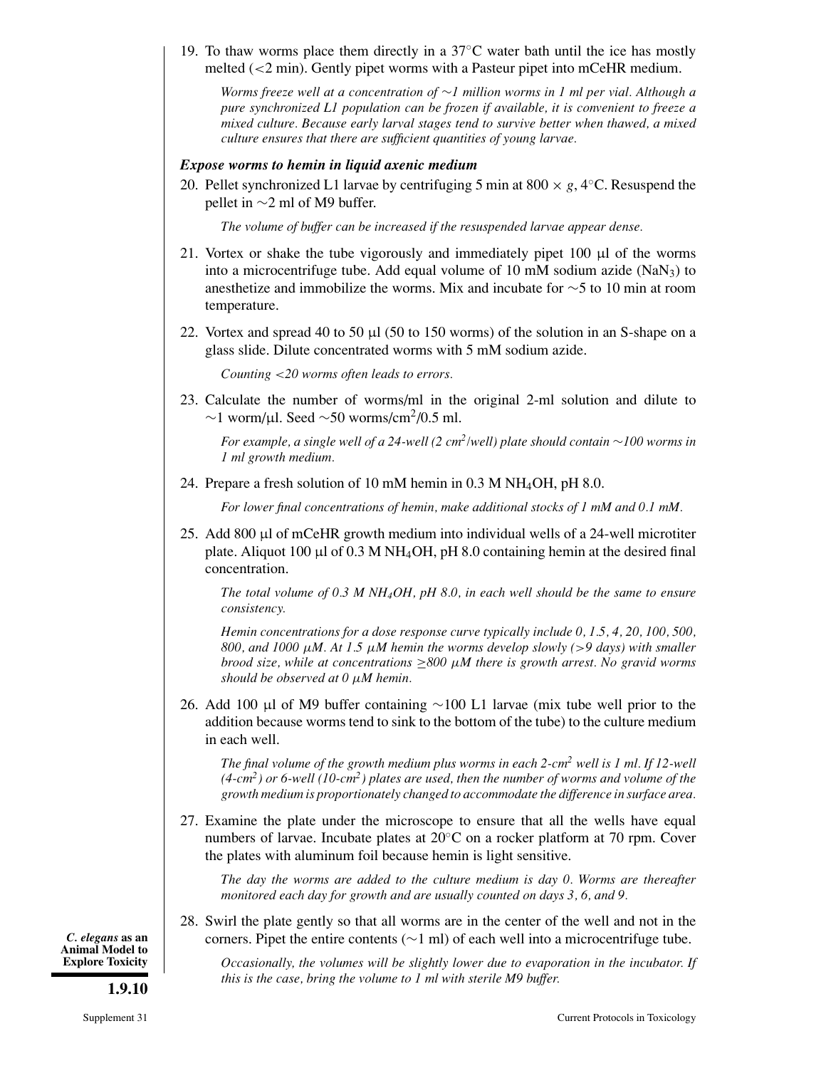19. To thaw worms place them directly in a 37°C water bath until the ice has mostly melted (<2 min). Gently pipet worms with a Pasteur pipet into mCeHR medium.

    *Worms freeze well at a concentration of ∼1 million worms in 1 ml per vial. Although a pure synchronized L1 population can be frozen if available, it is convenient to freeze a mixed culture. Because early larval stages tend to survive better when thawed, a mixed culture ensures that there are sufficient quantities of young larvae.*

### *Expose worms to hemin in liquid axenic medium*

20. Pellet synchronized L1 larvae by centrifuging 5 min at 800 × *g*, 4°C. Resuspend the pellet in ∼2 ml of M9 buffer.

    *The volume of buffer can be increased if the resuspended larvae appear dense.*

21. Vortex or shake the tube vigorously and immediately pipet 100 µl of the worms into a microcentrifuge tube. Add equal volume of 10 mM sodium azide ($NaN_3$) to anesthetize and immobilize the worms. Mix and incubate for ∼5 to 10 min at room temperature.

22. Vortex and spread 40 to 50 µl (50 to 150 worms) of the solution in an S-shape on a glass slide. Dilute concentrated worms with 5 mM sodium azide.

    *Counting <20 worms often leads to errors.*

23. Calculate the number of worms/ml in the original 2-ml solution and dilute to ∼1 worm/µl. Seed ∼50 worms/$cm^2$/0.5 ml.

    *For example, a single well of a 24-well (2 $cm^2$/well) plate should contain ∼100 worms in 1 ml growth medium.*

24. Prepare a fresh solution of 10 mM hemin in 0.3 M $NH_4OH$, pH 8.0.

    *For lower final concentrations of hemin, make additional stocks of 1 mM and 0.1 mM.*

25. Add 800 µl of mCeHR growth medium into individual wells of a 24-well microtiter plate. Aliquot 100 µl of 0.3 M $NH_4OH$, pH 8.0 containing hemin at the desired final concentration.

    *The total volume of 0.3 M $NH_4OH$, pH 8.0, in each well should be the same to ensure consistency.*

    *Hemin concentrations for a dose response curve typically include 0, 1.5, 4, 20, 100, 500, 800, and 1000 µM. At 1.5 µM hemin the worms develop slowly (>9 days) with smaller brood size, while at concentrations ≥800 µM there is growth arrest. No gravid worms should be observed at 0 µM hemin.*

26. Add 100 µl of M9 buffer containing ∼100 L1 larvae (mix tube well prior to the addition because worms tend to sink to the bottom of the tube) to the culture medium in each well.

    *The final volume of the growth medium plus worms in each 2-$cm^2$ well is 1 ml. If 12-well (4-$cm^2$) or 6-well (10-$cm^2$) plates are used, then the number of worms and volume of the growth medium is proportionately changed to accommodate the difference in surface area.*

27. Examine the plate under the microscope to ensure that all the wells have equal numbers of larvae. Incubate plates at 20°C on a rocker platform at 70 rpm. Cover the plates with aluminum foil because hemin is light sensitive.

    *The day the worms are added to the culture medium is day 0. Worms are thereafter monitored each day for growth and are usually counted on days 3, 6, and 9.*

28. Swirl the plate gently so that all worms are in the center of the well and not in the corners. Pipet the entire contents (∼1 ml) of each well into a microcentrifuge tube.

    *Occasionally, the volumes will be slightly lower due to evaporation in the incubator. If this is the case, bring the volume to 1 ml with sterile M9 buffer.*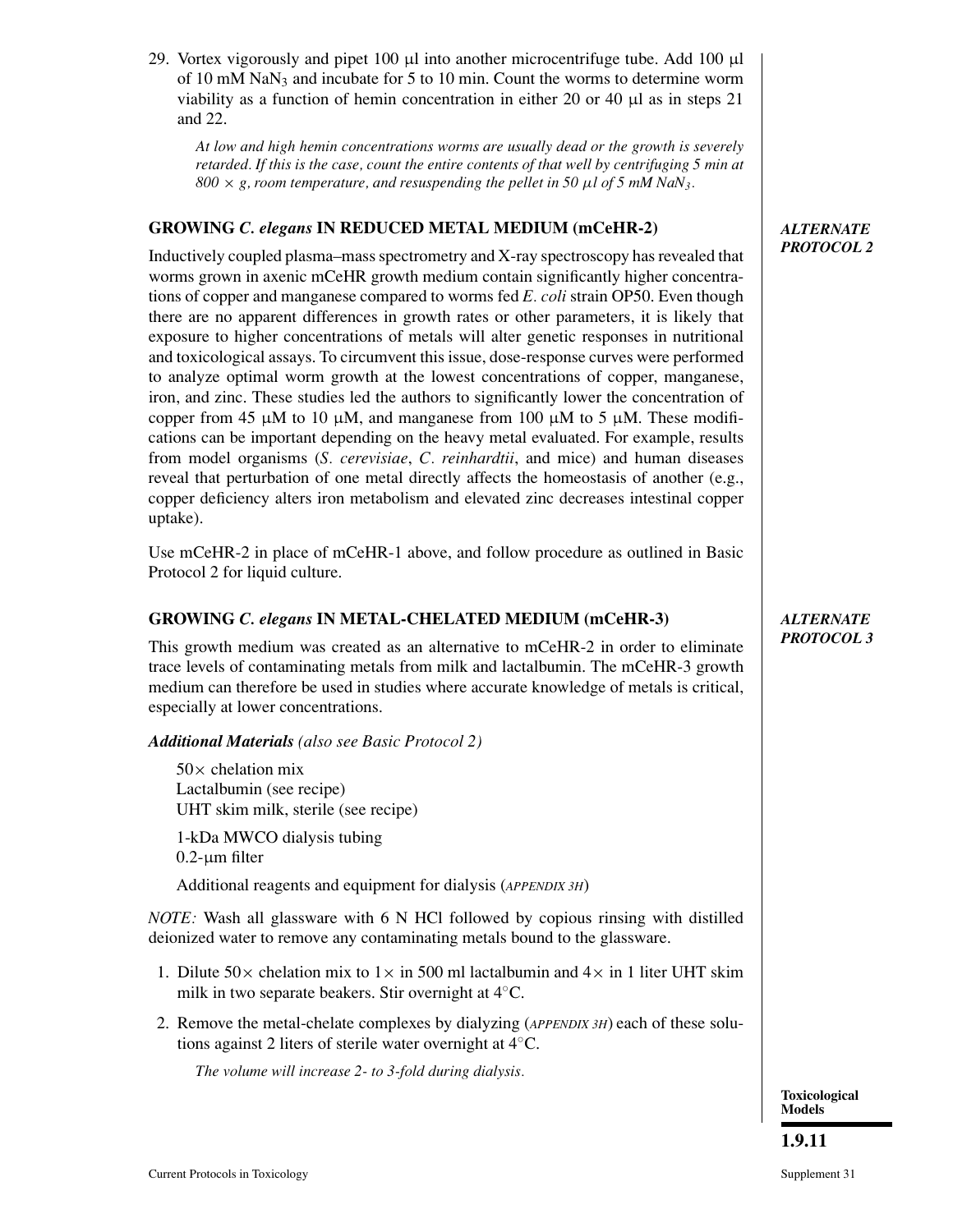29. Vortex vigorously and pipet 100 μl into another microcentrifuge tube. Add 100 μl of 10 mM $NaN_3$ and incubate for 5 to 10 min. Count the worms to determine worm viability as a function of hemin concentration in either 20 or 40 μl as in steps 21 and 22.

    *At low and high hemin concentrations worms are usually dead or the growth is severely retarded. If this is the case, count the entire contents of that well by centrifuging 5 min at 800 × g, room temperature, and resuspending the pellet in 50 μl of 5 mM $NaN_3$.*

## GROWING *C. elegans* IN REDUCED METAL MEDIUM (mCeHR-2)

***ALTERNATE PROTOCOL 2***

Inductively coupled plasma–mass spectrometry and X-ray spectroscopy has revealed that worms grown in axenic mCeHR growth medium contain significantly higher concentrations of copper and manganese compared to worms fed *E. coli* strain OP50. Even though there are no apparent differences in growth rates or other parameters, it is likely that exposure to higher concentrations of metals will alter genetic responses in nutritional and toxicological assays. To circumvent this issue, dose-response curves were performed to analyze optimal worm growth at the lowest concentrations of copper, manganese, iron, and zinc. These studies led the authors to significantly lower the concentration of copper from 45 μM to 10 μM, and manganese from 100 μM to 5 μM. These modifications can be important depending on the heavy metal evaluated. For example, results from model organisms (*S. cerevisiae*, *C. reinhardtii*, and mice) and human diseases reveal that perturbation of one metal directly affects the homeostasis of another (e.g., copper deficiency alters iron metabolism and elevated zinc decreases intestinal copper uptake).

Use mCeHR-2 in place of mCeHR-1 above, and follow procedure as outlined in Basic Protocol 2 for liquid culture.

## GROWING *C. elegans* IN METAL-CHELATED MEDIUM (mCeHR-3)

***ALTERNATE PROTOCOL 3***

This growth medium was created as an alternative to mCeHR-2 in order to eliminate trace levels of contaminating metals from milk and lactalbumin. The mCeHR-3 growth medium can therefore be used in studies where accurate knowledge of metals is critical, especially at lower concentrations.

***Additional Materials*** *(also see Basic Protocol 2)*

50× chelation mix
Lactalbumin (see recipe)
UHT skim milk, sterile (see recipe)

1-kDa MWCO dialysis tubing
0.2-μm filter

Additional reagents and equipment for dialysis (*APPENDIX 3H*)

*NOTE:* Wash all glassware with 6 N HCl followed by copious rinsing with distilled deionized water to remove any contaminating metals bound to the glassware.

1. Dilute 50× chelation mix to 1× in 500 ml lactalbumin and 4× in 1 liter UHT skim milk in two separate beakers. Stir overnight at 4°C.
2. Remove the metal-chelate complexes by dialyzing (*APPENDIX 3H*) each of these solutions against 2 liters of sterile water overnight at 4°C.

    *The volume will increase 2- to 3-fold during dialysis.*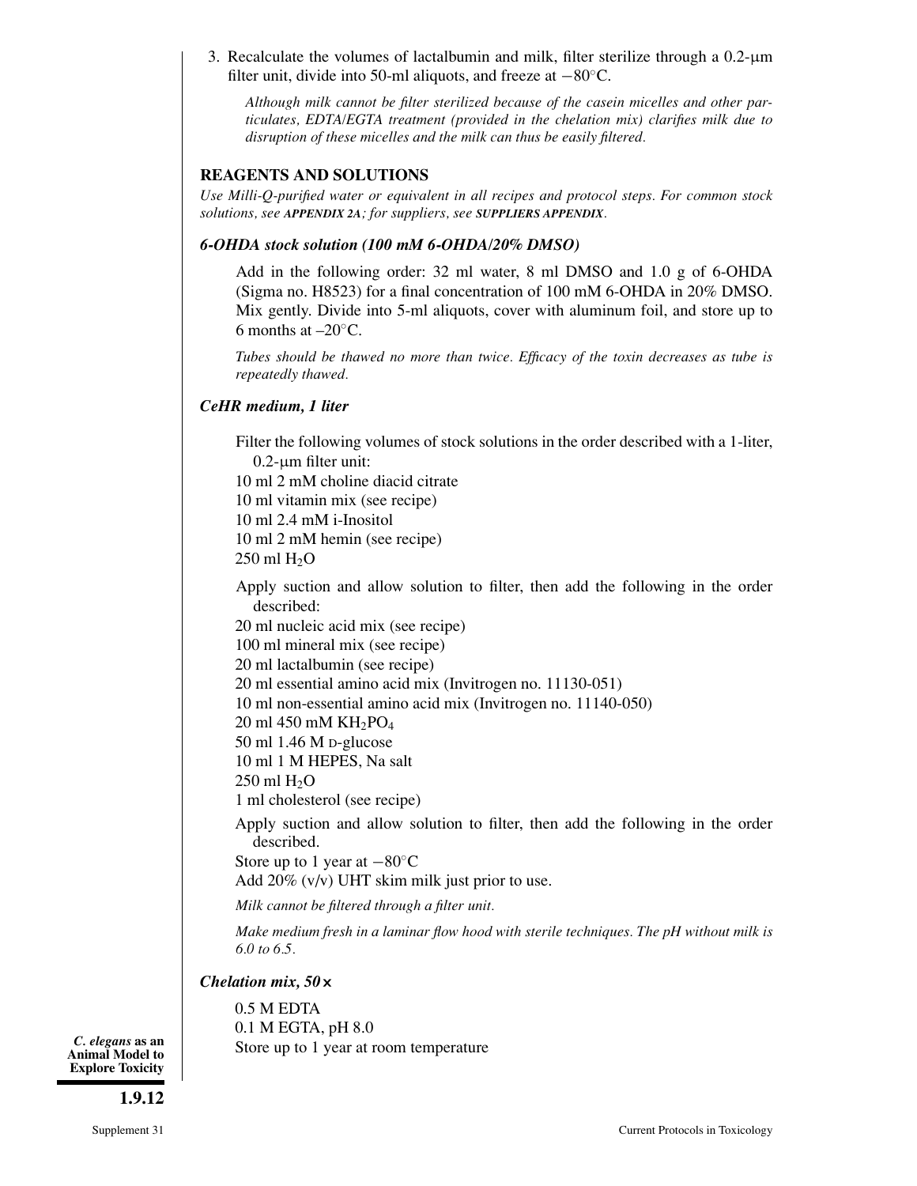3. Recalculate the volumes of lactalbumin and milk, filter sterilize through a 0.2-µm filter unit, divide into 50-ml aliquots, and freeze at −80°C.

   *Although milk cannot be filter sterilized because of the casein micelles and other particulates, EDTA/EGTA treatment (provided in the chelation mix) clarifies milk due to disruption of these micelles and the milk can thus be easily filtered.*

## REAGENTS AND SOLUTIONS

*Use Milli-Q-purified water or equivalent in all recipes and protocol steps. For common stock solutions, see **APPENDIX 2A**; for suppliers, see **SUPPLIERS APPENDIX**.*

### *6-OHDA stock solution (100 mM 6-OHDA/20% DMSO)*

Add in the following order: 32 ml water, 8 ml DMSO and 1.0 g of 6-OHDA (Sigma no. H8523) for a final concentration of 100 mM 6-OHDA in 20% DMSO. Mix gently. Divide into 5-ml aliquots, cover with aluminum foil, and store up to 6 months at –20°C.

*Tubes should be thawed no more than twice. Efficacy of the toxin decreases as tube is repeatedly thawed.*

### *CeHR medium, 1 liter*

Filter the following volumes of stock solutions in the order described with a 1-liter, 0.2-µm filter unit:

10 ml 2 mM choline diacid citrate
10 ml vitamin mix (see recipe)
10 ml 2.4 mM i-Inositol
10 ml 2 mM hemin (see recipe)
250 ml $H_2O$

Apply suction and allow solution to filter, then add the following in the order described:

20 ml nucleic acid mix (see recipe)
100 ml mineral mix (see recipe)
20 ml lactalbumin (see recipe)
20 ml essential amino acid mix (Invitrogen no. 11130-051)
10 ml non-essential amino acid mix (Invitrogen no. 11140-050)
20 ml 450 mM $KH_2PO_4$
50 ml 1.46 M D-glucose
10 ml 1 M HEPES, Na salt
250 ml $H_2O$
1 ml cholesterol (see recipe)

Apply suction and allow solution to filter, then add the following in the order described.

Store up to 1 year at −80°C
Add 20% (v/v) UHT skim milk just prior to use.

*Milk cannot be filtered through a filter unit.*

*Make medium fresh in a laminar flow hood with sterile techniques. The pH without milk is 6.0 to 6.5.*

### *Chelation mix, 50×*

0.5 M EDTA
0.1 M EGTA, pH 8.0
Store up to 1 year at room temperature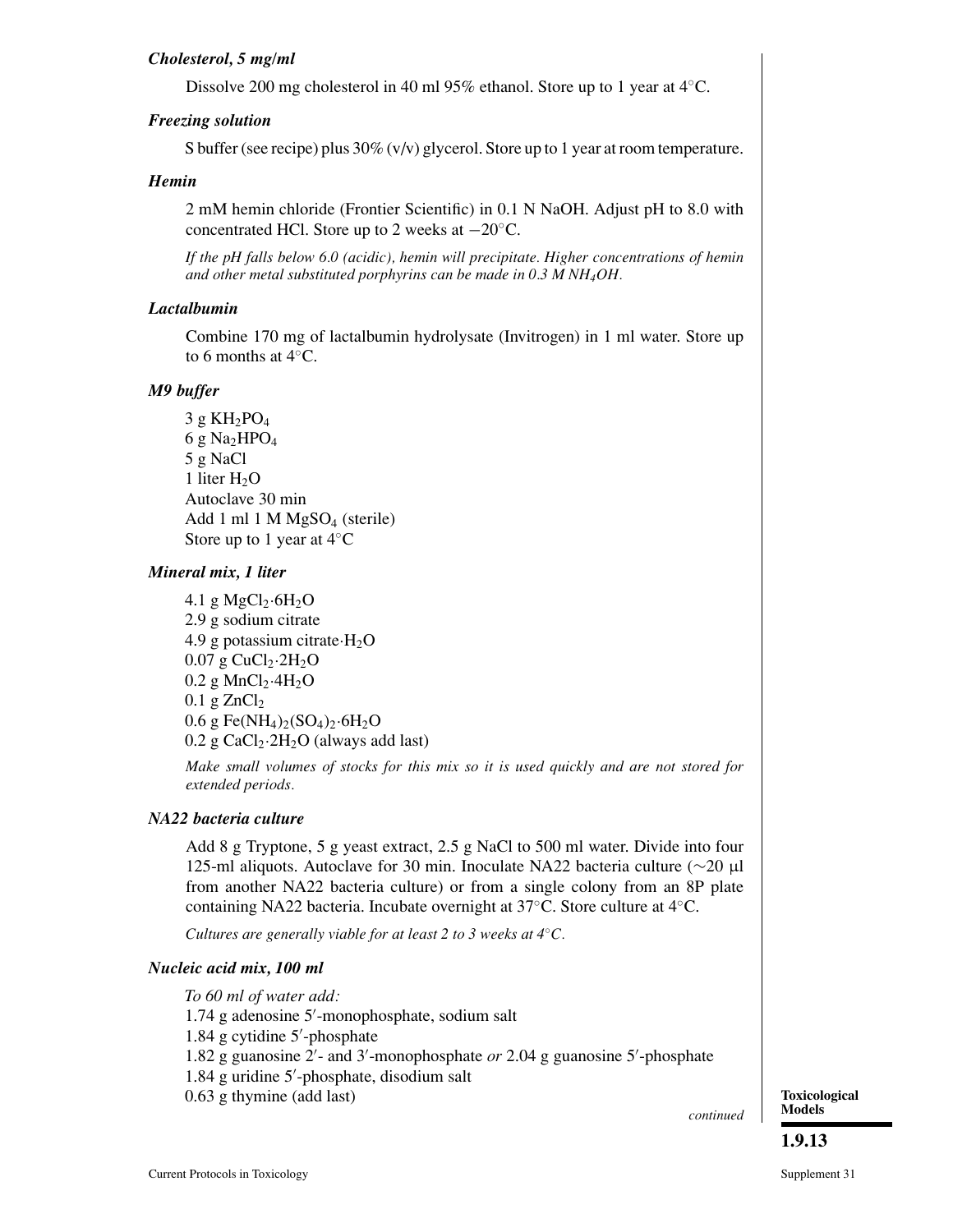### *Cholesterol, 5 mg/ml*

Dissolve 200 mg cholesterol in 40 ml 95% ethanol. Store up to 1 year at 4°C.

### *Freezing solution*

S buffer (see recipe) plus 30% (v/v) glycerol. Store up to 1 year at room temperature.

### *Hemin*

2 mM hemin chloride (Frontier Scientific) in 0.1 N NaOH. Adjust pH to 8.0 with concentrated HCl. Store up to 2 weeks at −20°C.

*If the pH falls below 6.0 (acidic), hemin will precipitate. Higher concentrations of hemin and other metal substituted porphyrins can be made in 0.3 M $NH_4OH$.*

### *Lactalbumin*

Combine 170 mg of lactalbumin hydrolysate (Invitrogen) in 1 ml water. Store up to 6 months at 4°C.

### *M9 buffer*

3 g $KH_2PO_4$
6 g $Na_2HPO_4$
5 g NaCl
1 liter $H_2O$
Autoclave 30 min
Add 1 ml 1 M $MgSO_4$ (sterile)
Store up to 1 year at 4°C

### *Mineral mix, 1 liter*

4.1 g $MgCl_2{\cdot}6H_2O$
2.9 g sodium citrate
4.9 g potassium citrate$\cdot H_2O$
0.07 g $CuCl_2{\cdot}2H_2O$
0.2 g $MnCl_2{\cdot}4H_2O$
0.1 g $ZnCl_2$
0.6 g $Fe(NH_4)_2(SO_4)_2{\cdot}6H_2O$
0.2 g $CaCl_2{\cdot}2H_2O$ (always add last)

*Make small volumes of stocks for this mix so it is used quickly and are not stored for extended periods.*

### *NA22 bacteria culture*

Add 8 g Tryptone, 5 g yeast extract, 2.5 g NaCl to 500 ml water. Divide into four 125-ml aliquots. Autoclave for 30 min. Inoculate NA22 bacteria culture (~20 µl from another NA22 bacteria culture) or from a single colony from an 8P plate containing NA22 bacteria. Incubate overnight at 37°C. Store culture at 4°C.

*Cultures are generally viable for at least 2 to 3 weeks at 4°C.*

### *Nucleic acid mix, 100 ml*

*To 60 ml of water add:*
1.74 g adenosine 5′-monophosphate, sodium salt
1.84 g cytidine 5′-phosphate
1.82 g guanosine 2′- and 3′-monophosphate *or* 2.04 g guanosine 5′-phosphate
1.84 g uridine 5′-phosphate, disodium salt
0.63 g thymine (add last)

*continued*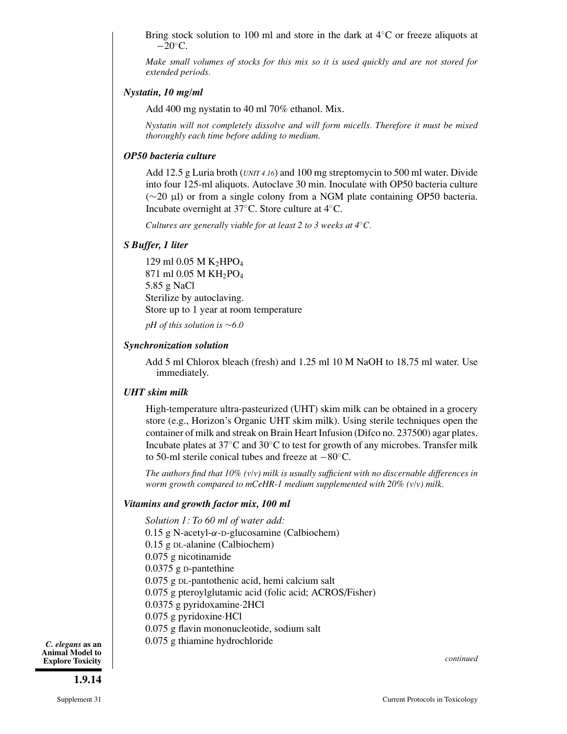Bring stock solution to 100 ml and store in the dark at 4°C or freeze aliquots at −20°C.

*Make small volumes of stocks for this mix so it is used quickly and are not stored for extended periods.*

### *Nystatin, 10 mg/ml*

Add 400 mg nystatin to 40 ml 70% ethanol. Mix.

*Nystatin will not completely dissolve and will form micells. Therefore it must be mixed thoroughly each time before adding to medium.*

### *OP50 bacteria culture*

Add 12.5 g Luria broth (*UNIT 4.16*) and 100 mg streptomycin to 500 ml water. Divide into four 125-ml aliquots. Autoclave 30 min. Inoculate with OP50 bacteria culture (∼20 μl) or from a single colony from a NGM plate containing OP50 bacteria. Incubate overnight at 37°C. Store culture at 4°C.

*Cultures are generally viable for at least 2 to 3 weeks at 4°C.*

### *S Buffer, 1 liter*

129 ml 0.05 M $K_2HPO_4$
871 ml 0.05 M $KH_2PO_4$
5.85 g NaCl
Sterilize by autoclaving.
Store up to 1 year at room temperature

*pH of this solution is ∼6.0*

### *Synchronization solution*

Add 5 ml Chlorox bleach (fresh) and 1.25 ml 10 M NaOH to 18.75 ml water. Use immediately.

### *UHT skim milk*

High-temperature ultra-pasteurized (UHT) skim milk can be obtained in a grocery store (e.g., Horizon's Organic UHT skim milk). Using sterile techniques open the container of milk and streak on Brain Heart Infusion (Difco no. 237500) agar plates. Incubate plates at 37°C and 30°C to test for growth of any microbes. Transfer milk to 50-ml sterile conical tubes and freeze at −80°C.

*The authors find that 10% (v/v) milk is usually sufficient with no discernable differences in worm growth compared to mCeHR-1 medium supplemented with 20% (v/v) milk.*

### *Vitamins and growth factor mix, 100 ml*

*Solution 1: To 60 ml of water add:*
0.15 g N-acetyl-α-D-glucosamine (Calbiochem)
0.15 g DL-alanine (Calbiochem)
0.075 g nicotinamide
0.0375 g D-pantethine
0.075 g DL-pantothenic acid, hemi calcium salt
0.075 g pteroylglutamic acid (folic acid; ACROS/Fisher)
0.0375 g pyridoxamine·2HCl
0.075 g pyridoxine·HCl
0.075 g flavin mononucleotide, sodium salt
0.075 g thiamine hydrochloride

*continued*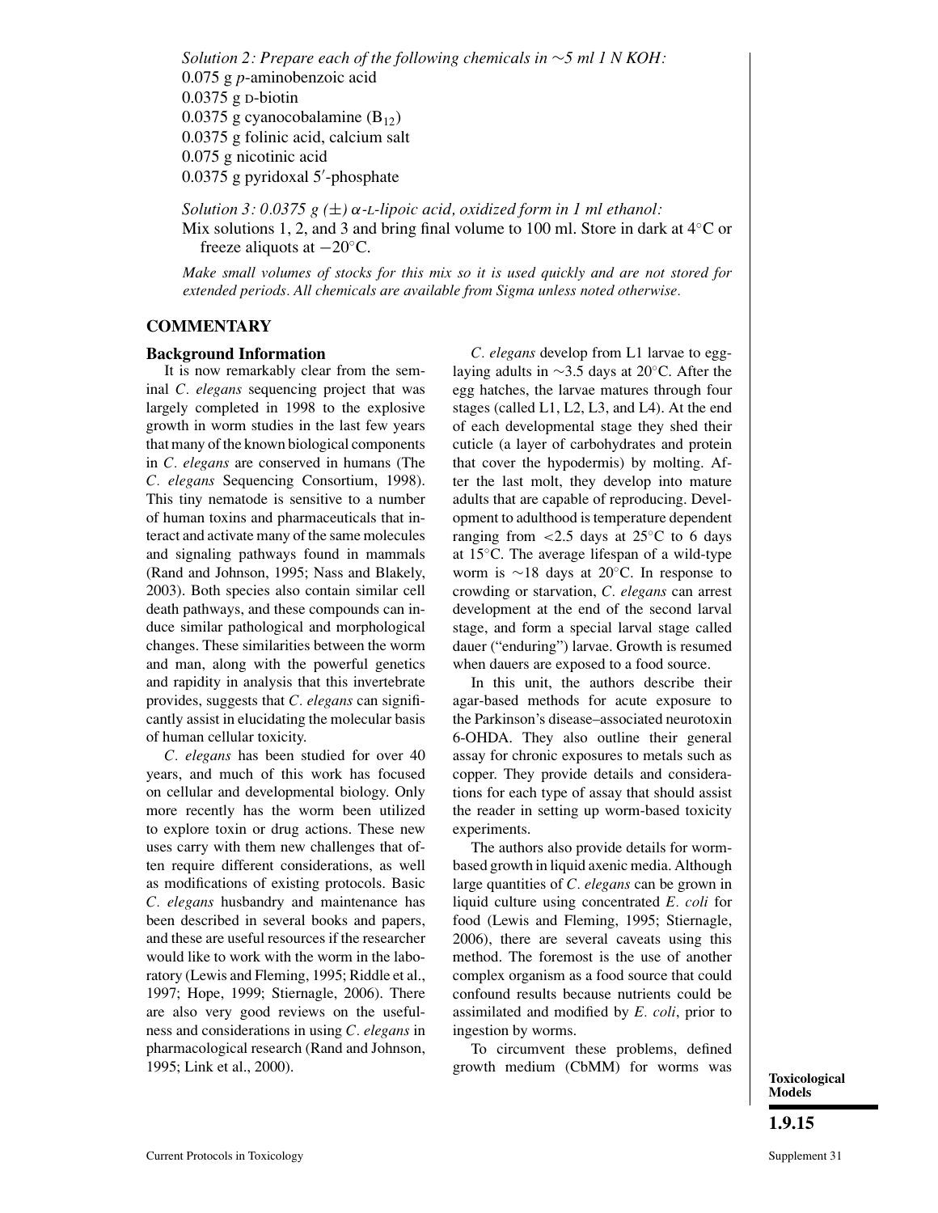*Solution 2: Prepare each of the following chemicals in ~5 ml 1 N KOH:*
0.075 g *p*-aminobenzoic acid
0.0375 g D-biotin
0.0375 g cyanocobalamine ($B_{12}$)
0.0375 g folinic acid, calcium salt
0.075 g nicotinic acid
0.0375 g pyridoxal 5′-phosphate

*Solution 3: 0.0375 g (±) α-L-lipoic acid, oxidized form in 1 ml ethanol:*
Mix solutions 1, 2, and 3 and bring final volume to 100 ml. Store in dark at 4°C or freeze aliquots at −20°C.

*Make small volumes of stocks for this mix so it is used quickly and are not stored for extended periods. All chemicals are available from Sigma unless noted otherwise.*

## COMMENTARY

### Background Information

It is now remarkably clear from the seminal *C. elegans* sequencing project that was largely completed in 1998 to the explosive growth in worm studies in the last few years that many of the known biological components in *C. elegans* are conserved in humans (The *C. elegans* Sequencing Consortium, 1998). This tiny nematode is sensitive to a number of human toxins and pharmaceuticals that interact and activate many of the same molecules and signaling pathways found in mammals (Rand and Johnson, 1995; Nass and Blakely, 2003). Both species also contain similar cell death pathways, and these compounds can induce similar pathological and morphological changes. These similarities between the worm and man, along with the powerful genetics and rapidity in analysis that this invertebrate provides, suggests that *C. elegans* can significantly assist in elucidating the molecular basis of human cellular toxicity.

*C. elegans* has been studied for over 40 years, and much of this work has focused on cellular and developmental biology. Only more recently has the worm been utilized to explore toxin or drug actions. These new uses carry with them new challenges that often require different considerations, as well as modifications of existing protocols. Basic *C. elegans* husbandry and maintenance has been described in several books and papers, and these are useful resources if the researcher would like to work with the worm in the laboratory (Lewis and Fleming, 1995; Riddle et al., 1997; Hope, 1999; Stiernagle, 2006). There are also very good reviews on the usefulness and considerations in using *C. elegans* in pharmacological research (Rand and Johnson, 1995; Link et al., 2000).

*C. elegans* develop from L1 larvae to egg-laying adults in ~3.5 days at 20°C. After the egg hatches, the larvae matures through four stages (called L1, L2, L3, and L4). At the end of each developmental stage they shed their cuticle (a layer of carbohydrates and protein that cover the hypodermis) by molting. After the last molt, they develop into mature adults that are capable of reproducing. Development to adulthood is temperature dependent ranging from <2.5 days at 25°C to 6 days at 15°C. The average lifespan of a wild-type worm is ~18 days at 20°C. In response to crowding or starvation, *C. elegans* can arrest development at the end of the second larval stage, and form a special larval stage called dauer ("enduring") larvae. Growth is resumed when dauers are exposed to a food source.

In this unit, the authors describe their agar-based methods for acute exposure to the Parkinson's disease–associated neurotoxin 6-OHDA. They also outline their general assay for chronic exposures to metals such as copper. They provide details and considerations for each type of assay that should assist the reader in setting up worm-based toxicity experiments.

The authors also provide details for worm-based growth in liquid axenic media. Although large quantities of *C. elegans* can be grown in liquid culture using concentrated *E. coli* for food (Lewis and Fleming, 1995; Stiernagle, 2006), there are several caveats using this method. The foremost is the use of another complex organism as a food source that could confound results because nutrients could be assimilated and modified by *E. coli*, prior to ingestion by worms.

To circumvent these problems, defined growth medium (CbMM) for worms was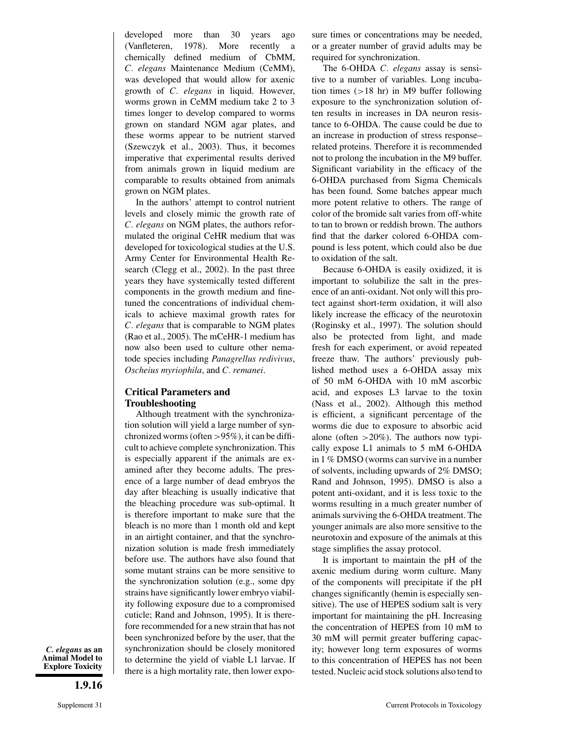developed more than 30 years ago (Vanfleteren, 1978). More recently a chemically defined medium of CbMM, *C. elegans* Maintenance Medium (CeMM), was developed that would allow for axenic growth of *C. elegans* in liquid. However, worms grown in CeMM medium take 2 to 3 times longer to develop compared to worms grown on standard NGM agar plates, and these worms appear to be nutrient starved (Szewczyk et al., 2003). Thus, it becomes imperative that experimental results derived from animals grown in liquid medium are comparable to results obtained from animals grown on NGM plates.

In the authors' attempt to control nutrient levels and closely mimic the growth rate of *C. elegans* on NGM plates, the authors reformulated the original CeHR medium that was developed for toxicological studies at the U.S. Army Center for Environmental Health Research (Clegg et al., 2002). In the past three years they have systemically tested different components in the growth medium and fine-tuned the concentrations of individual chemicals to achieve maximal growth rates for *C. elegans* that is comparable to NGM plates (Rao et al., 2005). The mCeHR-1 medium has now also been used to culture other nematode species including *Panagrellus redivivus*, *Oscheius myriophila*, and *C. remanei*.

## Critical Parameters and Troubleshooting

Although treatment with the synchronization solution will yield a large number of synchronized worms (often >95%), it can be difficult to achieve complete synchronization. This is especially apparent if the animals are examined after they become adults. The presence of a large number of dead embryos the day after bleaching is usually indicative that the bleaching procedure was sub-optimal. It is therefore important to make sure that the bleach is no more than 1 month old and kept in an airtight container, and that the synchronization solution is made fresh immediately before use. The authors have also found that some mutant strains can be more sensitive to the synchronization solution (e.g., some dpy strains have significantly lower embryo viability following exposure due to a compromised cuticle; Rand and Johnson, 1995). It is therefore recommended for a new strain that has not been synchronized before by the user, that the synchronization should be closely monitored to determine the yield of viable L1 larvae. If there is a high mortality rate, then lower exposure times or concentrations may be needed, or a greater number of gravid adults may be required for synchronization.

The 6-OHDA *C. elegans* assay is sensitive to a number of variables. Long incubation times (>18 hr) in M9 buffer following exposure to the synchronization solution often results in increases in DA neuron resistance to 6-OHDA. The cause could be due to an increase in production of stress response–related proteins. Therefore it is recommended not to prolong the incubation in the M9 buffer. Significant variability in the efficacy of the 6-OHDA purchased from Sigma Chemicals has been found. Some batches appear much more potent relative to others. The range of color of the bromide salt varies from off-white to tan to brown or reddish brown. The authors find that the darker colored 6-OHDA compound is less potent, which could also be due to oxidation of the salt.

Because 6-OHDA is easily oxidized, it is important to solubilize the salt in the presence of an anti-oxidant. Not only will this protect against short-term oxidation, it will also likely increase the efficacy of the neurotoxin (Roginsky et al., 1997). The solution should also be protected from light, and made fresh for each experiment, or avoid repeated freeze thaw. The authors' previously published method uses a 6-OHDA assay mix of 50 mM 6-OHDA with 10 mM ascorbic acid, and exposes L3 larvae to the toxin (Nass et al., 2002). Although this method is efficient, a significant percentage of the worms die due to exposure to absorbic acid alone (often >20%). The authors now typically expose L1 animals to 5 mM 6-OHDA in 1 % DMSO (worms can survive in a number of solvents, including upwards of 2% DMSO; Rand and Johnson, 1995). DMSO is also a potent anti-oxidant, and it is less toxic to the worms resulting in a much greater number of animals surviving the 6-OHDA treatment. The younger animals are also more sensitive to the neurotoxin and exposure of the animals at this stage simplifies the assay protocol.

It is important to maintain the pH of the axenic medium during worm culture. Many of the components will precipitate if the pH changes significantly (hemin is especially sensitive). The use of HEPES sodium salt is very important for maintaining the pH. Increasing the concentration of HEPES from 10 mM to 30 mM will permit greater buffering capacity; however long term exposures of worms to this concentration of HEPES has not been tested. Nucleic acid stock solutions also tend to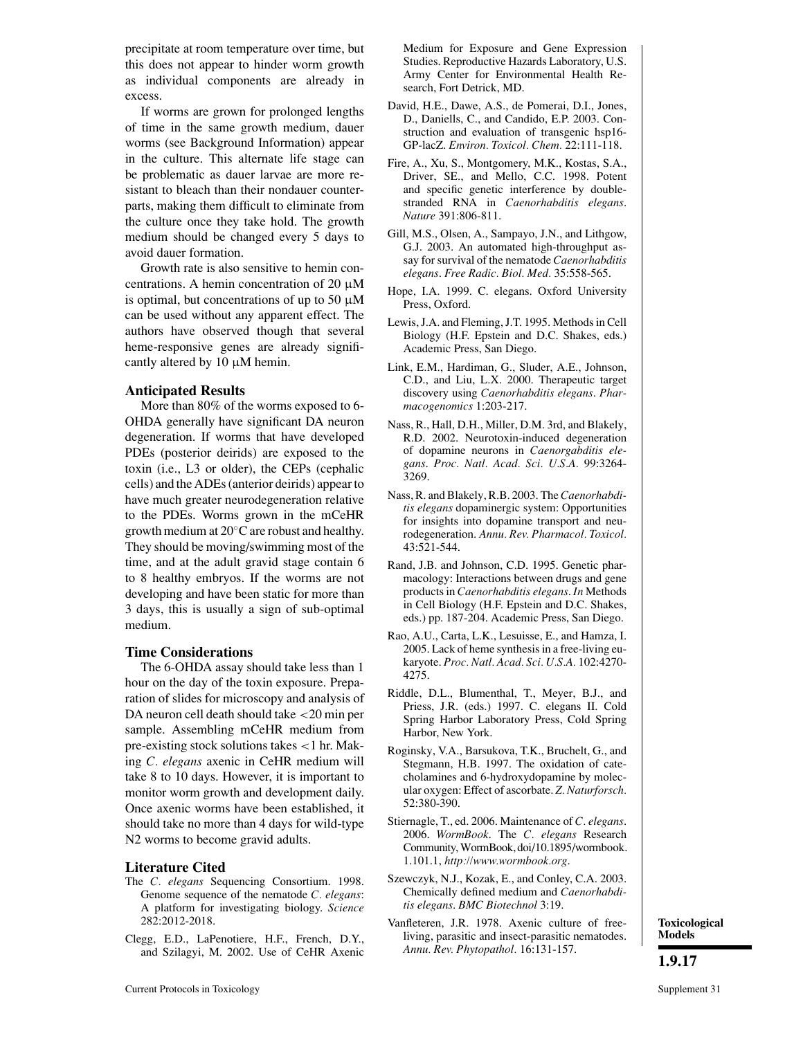precipitate at room temperature over time, but this does not appear to hinder worm growth as individual components are already in excess.

If worms are grown for prolonged lengths of time in the same growth medium, dauer worms (see Background Information) appear in the culture. This alternate life stage can be problematic as dauer larvae are more resistant to bleach than their nondauer counterparts, making them difficult to eliminate from the culture once they take hold. The growth medium should be changed every 5 days to avoid dauer formation.

Growth rate is also sensitive to hemin concentrations. A hemin concentration of 20 μM is optimal, but concentrations of up to 50 μM can be used without any apparent effect. The authors have observed though that several heme-responsive genes are already significantly altered by 10 μM hemin.

### Anticipated Results

More than 80% of the worms exposed to 6-OHDA generally have significant DA neuron degeneration. If worms that have developed PDEs (posterior deirids) are exposed to the toxin (i.e., L3 or older), the CEPs (cephalic cells) and the ADEs (anterior deirids) appear to have much greater neurodegeneration relative to the PDEs. Worms grown in the mCeHR growth medium at 20°C are robust and healthy. They should be moving/swimming most of the time, and at the adult gravid stage contain 6 to 8 healthy embryos. If the worms are not developing and have been static for more than 3 days, this is usually a sign of sub-optimal medium.

### Time Considerations

The 6-OHDA assay should take less than 1 hour on the day of the toxin exposure. Preparation of slides for microscopy and analysis of DA neuron cell death should take <20 min per sample. Assembling mCeHR medium from pre-existing stock solutions takes <1 hr. Making *C. elegans* axenic in CeHR medium will take 8 to 10 days. However, it is important to monitor worm growth and development daily. Once axenic worms have been established, it should take no more than 4 days for wild-type N2 worms to become gravid adults.

### Literature Cited

The *C. elegans* Sequencing Consortium. 1998. Genome sequence of the nematode *C. elegans*: A platform for investigating biology. *Science* 282:2012-2018.

Clegg, E.D., LaPenotiere, H.F., French, D.Y., and Szilagyi, M. 2002. Use of CeHR Axenic Medium for Exposure and Gene Expression Studies. Reproductive Hazards Laboratory, U.S. Army Center for Environmental Health Research, Fort Detrick, MD.

David, H.E., Dawe, A.S., de Pomerai, D.I., Jones, D., Daniells, C., and Candido, E.P. 2003. Construction and evaluation of transgenic hsp16-GP-lacZ. *Environ. Toxicol. Chem.* 22:111-118.

Fire, A., Xu, S., Montgomery, M.K., Kostas, S.A., Driver, SE., and Mello, C.C. 1998. Potent and specific genetic interference by double-stranded RNA in *Caenorhabditis elegans*. *Nature* 391:806-811.

Gill, M.S., Olsen, A., Sampayo, J.N., and Lithgow, G.J. 2003. An automated high-throughput assay for survival of the nematode *Caenorhabditis elegans*. *Free Radic. Biol. Med.* 35:558-565.

Hope, I.A. 1999. C. elegans. Oxford University Press, Oxford.

Lewis, J.A. and Fleming, J.T. 1995. Methods in Cell Biology (H.F. Epstein and D.C. Shakes, eds.) Academic Press, San Diego.

Link, E.M., Hardiman, G., Sluder, A.E., Johnson, C.D., and Liu, L.X. 2000. Therapeutic target discovery using *Caenorhabditis elegans*. *Pharmacogenomics* 1:203-217.

Nass, R., Hall, D.H., Miller, D.M. 3rd, and Blakely, R.D. 2002. Neurotoxin-induced degeneration of dopamine neurons in *Caenorgabditis elegans*. *Proc. Natl. Acad. Sci. U.S.A.* 99:3264-3269.

Nass, R. and Blakely, R.B. 2003. The *Caenorhabditis elegans* dopaminergic system: Opportunities for insights into dopamine transport and neurodegeneration. *Annu. Rev. Pharmacol. Toxicol.* 43:521-544.

Rand, J.B. and Johnson, C.D. 1995. Genetic pharmacology: Interactions between drugs and gene products in *Caenorhabditis elegans*. *In* Methods in Cell Biology (H.F. Epstein and D.C. Shakes, eds.) pp. 187-204. Academic Press, San Diego.

Rao, A.U., Carta, L.K., Lesuisse, E., and Hamza, I. 2005. Lack of heme synthesis in a free-living eukaryote. *Proc. Natl. Acad. Sci. U.S.A.* 102:4270-4275.

Riddle, D.L., Blumenthal, T., Meyer, B.J., and Priess, J.R. (eds.) 1997. C. elegans II. Cold Spring Harbor Laboratory Press, Cold Spring Harbor, New York.

Roginsky, V.A., Barsukova, T.K., Bruchelt, G., and Stegmann, H.B. 1997. The oxidation of catecholamines and 6-hydroxydopamine by molecular oxygen: Effect of ascorbate. *Z. Naturforsch.* 52:380-390.

Stiernagle, T., ed. 2006. Maintenance of *C. elegans*. 2006. *WormBook*. The *C. elegans* Research Community, WormBook, doi/10.1895/wormbook.1.101.1, *http://www.wormbook.org*.

Szewczyk, N.J., Kozak, E., and Conley, C.A. 2003. Chemically defined medium and *Caenorhabditis elegans*. *BMC Biotechnol* 3:19.

Vanfleteren, J.R. 1978. Axenic culture of free-living, parasitic and insect-parasitic nematodes. *Annu. Rev. Phytopathol.* 16:131-157.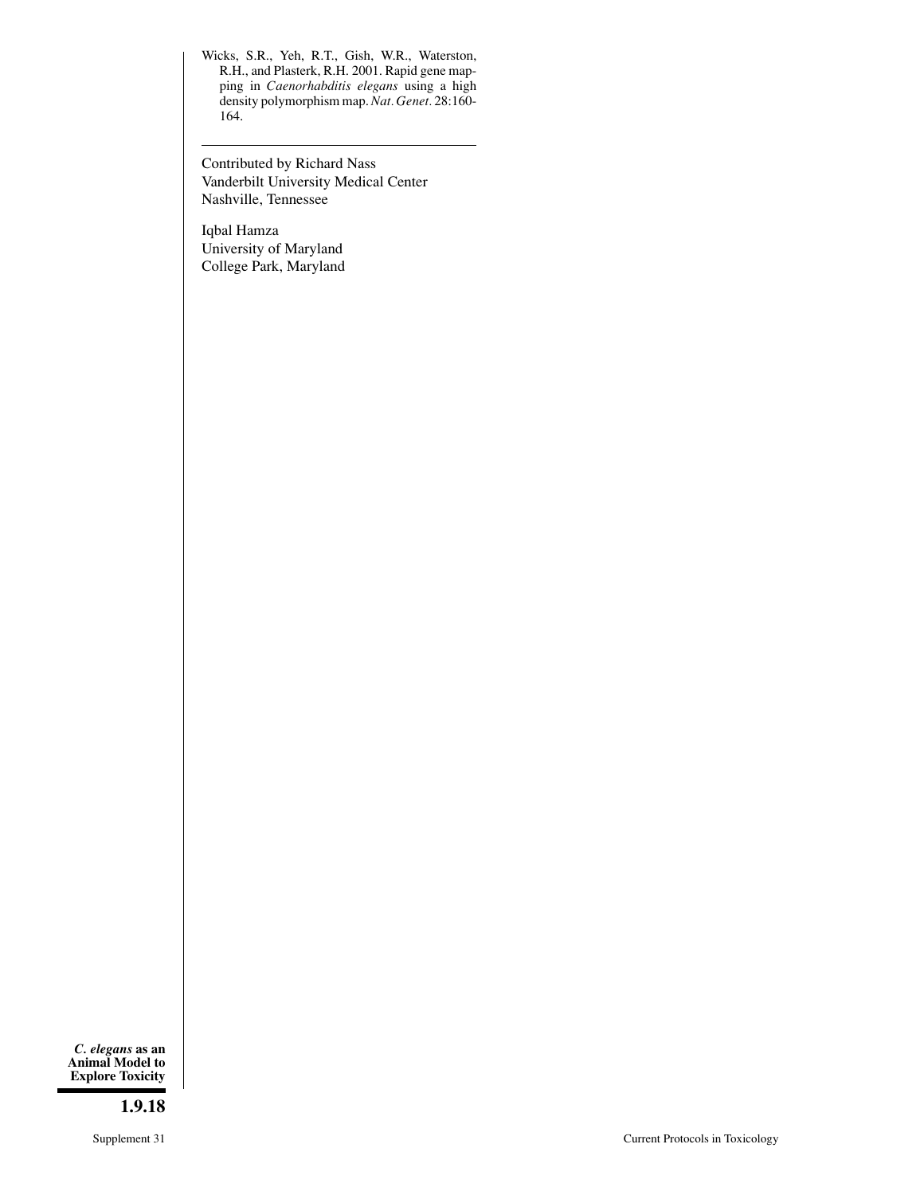Wicks, S.R., Yeh, R.T., Gish, W.R., Waterston, R.H., and Plasterk, R.H. 2001. Rapid gene mapping in *Caenorhabditis elegans* using a high density polymorphism map. *Nat. Genet.* 28:160-164.

---

Contributed by Richard Nass
Vanderbilt University Medical Center
Nashville, Tennessee

Iqbal Hamza
University of Maryland
College Park, Maryland